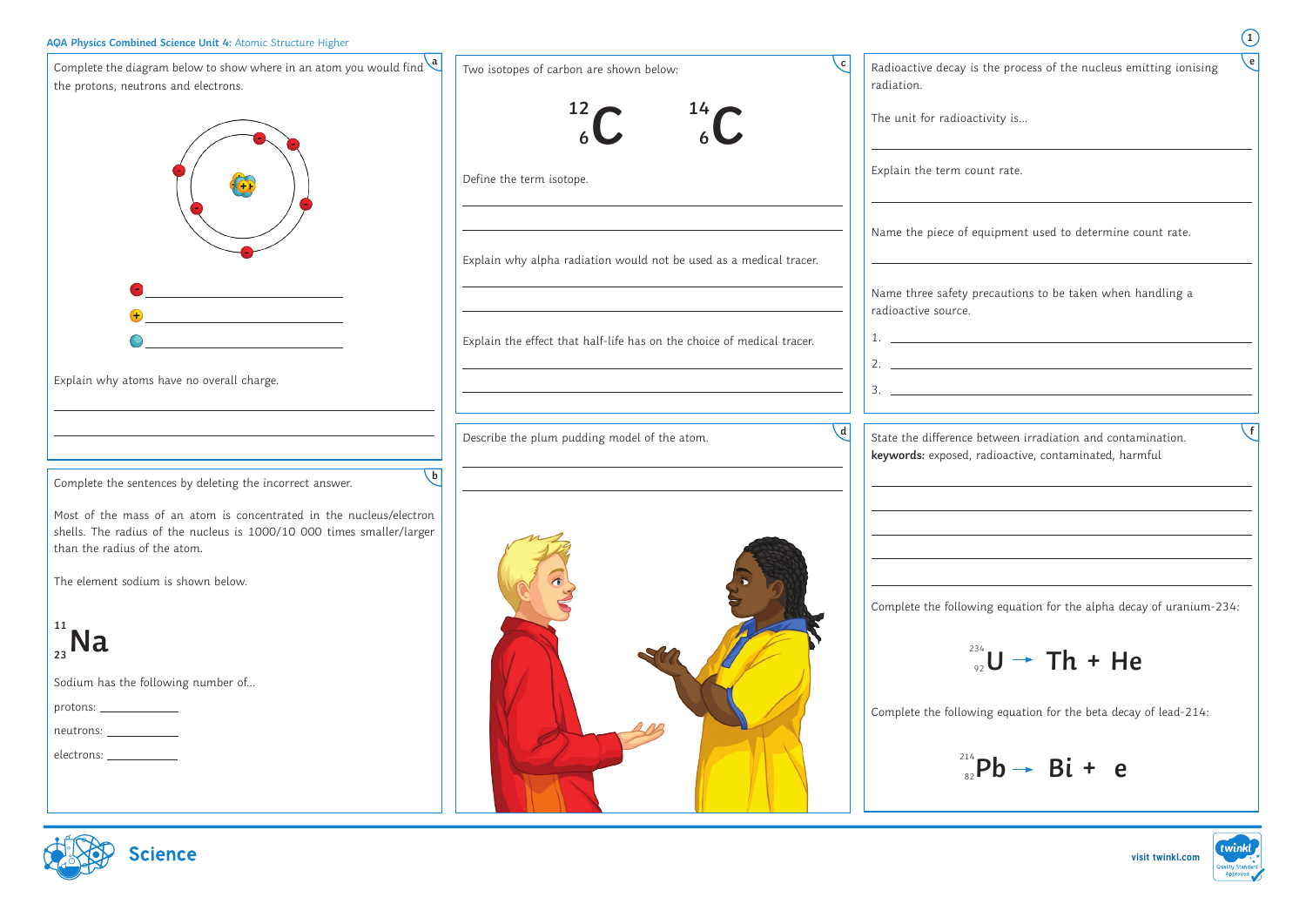**AQA Physics Combined Science Unit 4:** Atomic Structure Higher

## a

Complete the diagram below to show where in an atom you would find the protons, neutrons and electrons.

− ______________________

+ ______________________

● ______________________

Explain why atoms have no overall charge.

______________________________________________

______________________________________________

## b

Complete the sentences by deleting the incorrect answer.

Most of the mass of an atom is concentrated in the nucleus/electron shells. The radius of the nucleus is 1000/10 000 times smaller/larger than the radius of the atom.

The element sodium is shown below.

$^{11}_{23}\text{Na}$

Sodium has the following number of...

protons: ____________

neutrons: ____________

electrons: ____________

## c

Two isotopes of carbon are shown below:

$^{12}_{6}\text{C}$ $^{14}_{6}\text{C}$

Define the term isotope.

______________________________________________

______________________________________________

Explain why alpha radiation would not be used as a medical tracer.

______________________________________________

______________________________________________

Explain the effect that half-life has on the choice of medical tracer.

______________________________________________

______________________________________________

## d

Describe the plum pudding model of the atom.

______________________________________________

______________________________________________

## e

Radioactive decay is the process of the nucleus emitting ionising radiation.

The unit for radioactivity is...

______________________________________________

Explain the term count rate.

______________________________________________

Name the piece of equipment used to determine count rate.

______________________________________________

Name three safety precautions to be taken when handling a radioactive source.

1. ______________________________________________
2. ______________________________________________
3. ______________________________________________

## f

State the difference between irradiation and contamination.
**keywords:** exposed, radioactive, contaminated, harmful

______________________________________________

______________________________________________

______________________________________________

______________________________________________

______________________________________________

Complete the following equation for the alpha decay of uranium-234:

$$^{234}_{92}\text{U} \rightarrow \text{Th} + \text{He}$$

Complete the following equation for the beta decay of lead-214:

$$^{214}_{82}\text{Pb} \rightarrow \text{Bi} + \text{e}$$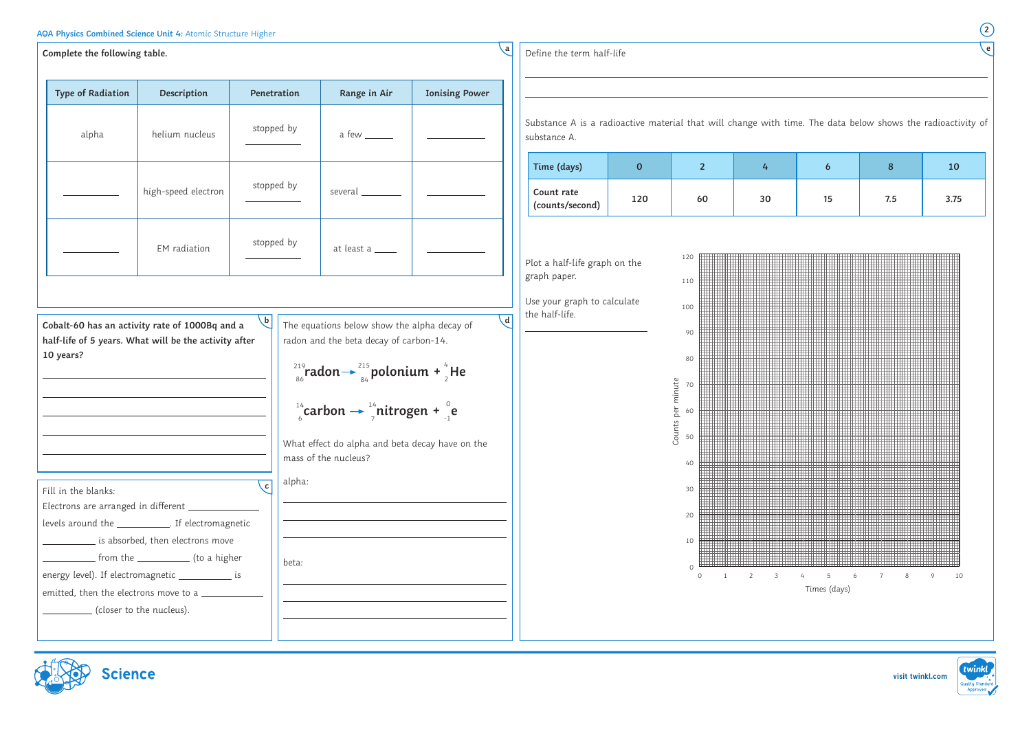## a

**Complete the following table.**

| Type of Radiation | Description | Penetration | Range in Air | Ionising Power |
|---|---|---|---|---|
| alpha | helium nucleus | stopped by ________ | a few ______ | __________ |
| __________ | high-speed electron | stopped by ________ | several ________ | __________ |
| __________ | EM radiation | stopped by ________ | at least a _____ | __________ |

## b

**Cobalt-60 has an activity rate of 1000Bq and a half-life of 5 years. What will be the activity after 10 years?**

______________________________________

______________________________________

______________________________________

______________________________________

______________________________________

## c

Fill in the blanks:

Electrons are arranged in different ____________ levels around the __________. If electromagnetic __________ is absorbed, then electrons move __________ from the __________ (to a higher energy level). If electromagnetic __________ is emitted, then the electrons move to a ____________ __________ (closer to the nucleus).

## d

The equations below show the alpha decay of radon and the beta decay of carbon-14.

$$^{219}_{86}\text{radon} \rightarrow {}^{215}_{84}\text{polonium} + {}^{4}_{2}\text{He}$$

$$^{14}_{6}\text{carbon} \rightarrow {}^{14}_{7}\text{nitrogen} + {}^{0}_{-1}\text{e}$$

What effect do alpha and beta decay have on the mass of the nucleus?

alpha:

______________________________________

______________________________________

______________________________________

beta:

______________________________________

______________________________________

______________________________________

## e

Define the term half-life

______________________________________

______________________________________

Substance A is a radioactive material that will change with time. The data below shows the radioactivity of substance A.

| Time (days) | 0 | 2 | 4 | 6 | 8 | 10 |
|---|---|---|---|---|---|---|
| Count rate (counts/second) | 120 | 60 | 30 | 15 | 7.5 | 3.75 |

Plot a half-life graph on the graph paper.

Use your graph to calculate the half-life.

______________________

(Graph paper: y-axis "Counts per minute" from 0 to 120; x-axis "Times (days)" from 0 to 10.)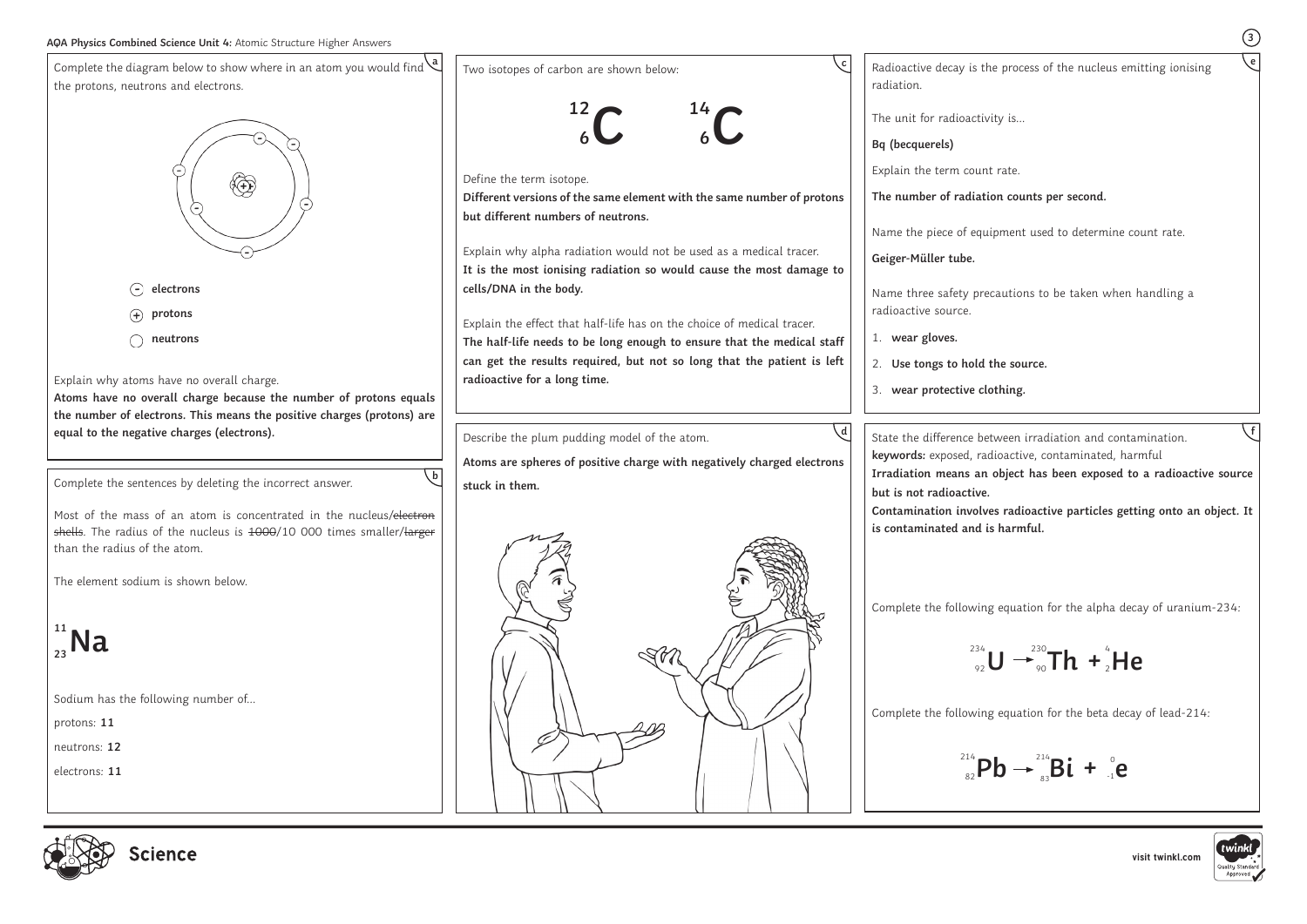## AQA Physics Combined Science Unit 4: Atomic Structure Higher Answers

### a

Complete the diagram below to show where in an atom you would find the protons, neutrons and electrons.

- electrons
- protons
- neutrons

Explain why atoms have no overall charge.

**Atoms have no overall charge because the number of protons equals the number of electrons. This means the positive charges (protons) are equal to the negative charges (electrons).**

### b

Complete the sentences by deleting the incorrect answer.

Most of the mass of an atom is concentrated in the nucleus/~~electron shells~~. The radius of the nucleus is ~~1000~~/10 000 times smaller/~~larger~~ than the radius of the atom.

The element sodium is shown below.

$$^{11}_{23}\text{Na}$$

Sodium has the following number of...

protons: **11**

neutrons: **12**

electrons: **11**

### c

Two isotopes of carbon are shown below:

$$^{12}_{6}\text{C} \qquad ^{14}_{6}\text{C}$$

Define the term isotope.

**Different versions of the same element with the same number of protons but different numbers of neutrons.**

Explain why alpha radiation would not be used as a medical tracer.

**It is the most ionising radiation so would cause the most damage to cells/DNA in the body.**

Explain the effect that half-life has on the choice of medical tracer.

**The half-life needs to be long enough to ensure that the medical staff can get the results required, but not so long that the patient is left radioactive for a long time.**

### d

Describe the plum pudding model of the atom.

**Atoms are spheres of positive charge with negatively charged electrons stuck in them.**

### e

Radioactive decay is the process of the nucleus emitting ionising radiation.

The unit for radioactivity is...

**Bq (becquerels)**

Explain the term count rate.

**The number of radiation counts per second.**

Name the piece of equipment used to determine count rate.

**Geiger-Müller tube.**

Name three safety precautions to be taken when handling a radioactive source.

1. **wear gloves.**
2. **Use tongs to hold the source.**
3. **wear protective clothing.**

### f

State the difference between irradiation and contamination.

**keywords:** exposed, radioactive, contaminated, harmful

**Irradiation means an object has been exposed to a radioactive source but is not radioactive.**

**Contamination involves radioactive particles getting onto an object. It is contaminated and is harmful.**

Complete the following equation for the alpha decay of uranium-234:

$$^{234}_{92}\text{U} \rightarrow {}^{230}_{90}\text{Th} + {}^{4}_{2}\text{He}$$

Complete the following equation for the beta decay of lead-214:

$$^{214}_{82}\text{Pb} \rightarrow {}^{214}_{83}\text{Bi} + {}^{0}_{-1}\text{e}$$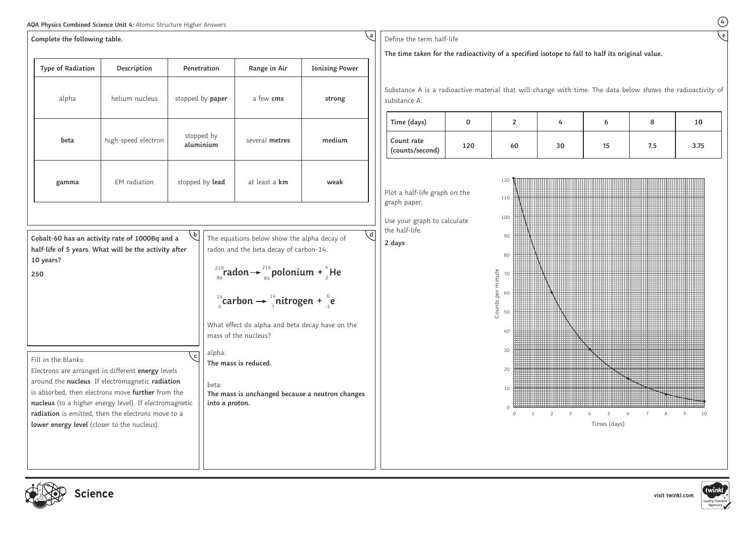## a

**Complete the following table.**

| Type of Radiation | Description | Penetration | Range in Air | Ionising Power |
|---|---|---|---|---|
| alpha | helium nucleus | stopped by **paper** | a few **cms** | **strong** |
| **beta** | high-speed electron | stopped by **aluminium** | several **metres** | **medium** |
| **gamma** | EM radiation | stopped by **lead** | at least a **km** | **weak** |

## b

**Cobalt-60 has an activity rate of 1000Bq and a half-life of 5 years. What will be the activity after 10 years?**

**250**

## c

Fill in the blanks:

Electrons are arranged in different **energy** levels around the **nucleus**. If electromagnetic **radiation** is absorbed, then electrons move **further** from the **nucleus** (to a higher energy level). If electromagnetic **radiation** is emitted, then the electrons move to a **lower energy level** (closer to the nucleus).

## d

The equations below show the alpha decay of radon and the beta decay of carbon-14.

$$^{219}_{86}\textbf{radon} \rightarrow {}^{215}_{84}\textbf{polonium} + {}^{4}_{2}\textbf{He}$$

$$^{14}_{6}\textbf{carbon} \rightarrow {}^{14}_{7}\textbf{nitrogen} + {}^{0}_{-1}\textbf{e}$$

What effect do alpha and beta decay have on the mass of the nucleus?

alpha:
**The mass is reduced.**

beta:
**The mass is unchanged because a neutron changes into a proton.**

## e

Define the term half-life

**The time taken for the radioactivity of a specified isotope to fall to half its original value.**

Substance A is a radioactive material that will change with time. The data below shows the radioactivity of substance A.

| Time (days) | 0 | 2 | 4 | 6 | 8 | 10 |
|---|---|---|---|---|---|---|
| Count rate (counts/second) | 120 | 60 | 30 | 15 | 7.5 | 3.75 |

Plot a half-life graph on the graph paper.

Use your graph to calculate the half-life.

**2 days**

Counts per minute

0
10
20
30
40
50
60
70
80
90
100
110
120

0 1 2 3 4 5 6 7 8 9 10

Times (days)